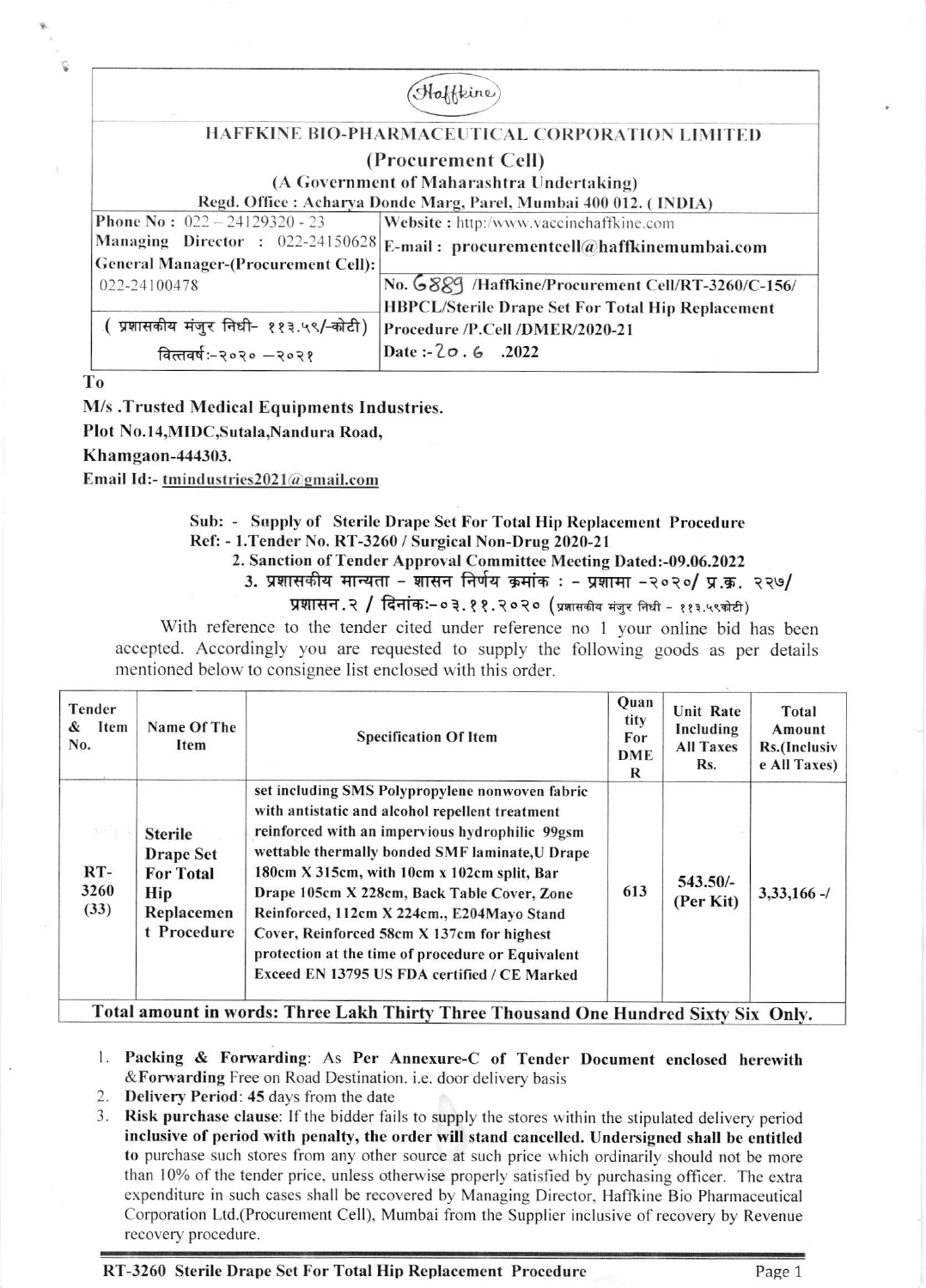(Haffkine)

# HAFFKINE BIO-PHARMACEUTICAL CORPORATION LIMITED

## (Procurement Cell)

### (A Government of Maharashtra Undertaking)

Regd. Office : Acharya Donde Marg, Parel, Mumbai 400 012. ( INDIA)

| | |
|---|---|
| Phone No : 022 – 24129320 - 23 | Website : http://www.vaccinehaffkine.com |
| Managing Director : 022-24150628 | E-mail : procurementcell@haffkinemumbai.com |
| General Manager-(Procurement Cell): 022-24100478 | No. 6889 /Haffkine/Procurement Cell/RT-3260/C-156/ HBPCL/Sterile Drape Set For Total Hip Replacement Procedure /P.Cell /DMER/2020-21 |
| ( प्रशासकीय मंजुर निधी- ११३.५९/-कोटी) वित्तवर्ष:-२०२० –२०२१ | Date :- 20. 6 .2022 |

To

**M/s .Trusted Medical Equipments Industries.**
**Plot No.14,MIDC,Sutala,Nandura Road,**
**Khamgaon-444303.**
**Email Id:- tmindustries2021@gmail.com**

**Sub: - Supply of Sterile Drape Set For Total Hip Replacement Procedure**
**Ref: - 1.Tender No. RT-3260 / Surgical Non-Drug 2020-21**
**2. Sanction of Tender Approval Committee Meeting Dated:-09.06.2022**
**3. प्रशासकीय मान्यता – शासन निर्णय क्रमांक : - प्रशामा –२०२०/ प्र.क्र. २२७/ प्रशासन.२ / दिनांक:–०३.११.२०२०** (प्रशासकीय मंजुर निधी – ११३.५९कोटी)

With reference to the tender cited under reference no 1 your online bid has been accepted. Accordingly you are requested to supply the following goods as per details mentioned below to consignee list enclosed with this order.

| Tender & Item No. | Name Of The Item | Specification Of Item | Quantity For DMER | Unit Rate Including All Taxes Rs. | Total Amount Rs.(Inclusive All Taxes) |
|---|---|---|---|---|---|
| RT-3260 (33) | **Sterile Drape Set For Total Hip Replacement Procedure** | **set including SMS Polypropylene nonwoven fabric with antistatic and alcohol repellent treatment reinforced with an impervious hydrophilic 99gsm wettable thermally bonded SMF laminate,U Drape 180cm X 315cm, with 10cm x 102cm split, Bar Drape 105cm X 228cm, Back Table Cover, Zone Reinforced, 112cm X 224cm., E204Mayo Stand Cover, Reinforced 58cm X 137cm for highest protection at the time of procedure or Equivalent Exceed EN 13795 US FDA certified / CE Marked** | 613 | 543.50/- (Per Kit) | 3,33,166 -/ |

**Total amount in words: Three Lakh Thirty Three Thousand One Hundred Sixty Six Only.**

1. **Packing & Forwarding**: As **Per Annexure-C of Tender Document enclosed herewith** &**Forwarding** Free on Road Destination. i.e. door delivery basis
2. **Delivery Period**: **45** days from the date
3. **Risk purchase clause**: If the bidder fails to supply the stores within the stipulated delivery period **inclusive of period with penalty, the order will stand cancelled. Undersigned shall be entitled to** purchase such stores from any other source at such price which ordinarily should not be more than 10% of the tender price, unless otherwise properly satisfied by purchasing officer. The extra expenditure in such cases shall be recovered by Managing Director, Haffkine Bio Pharmaceutical Corporation Ltd.(Procurement Cell), Mumbai from the Supplier inclusive of recovery by Revenue recovery procedure.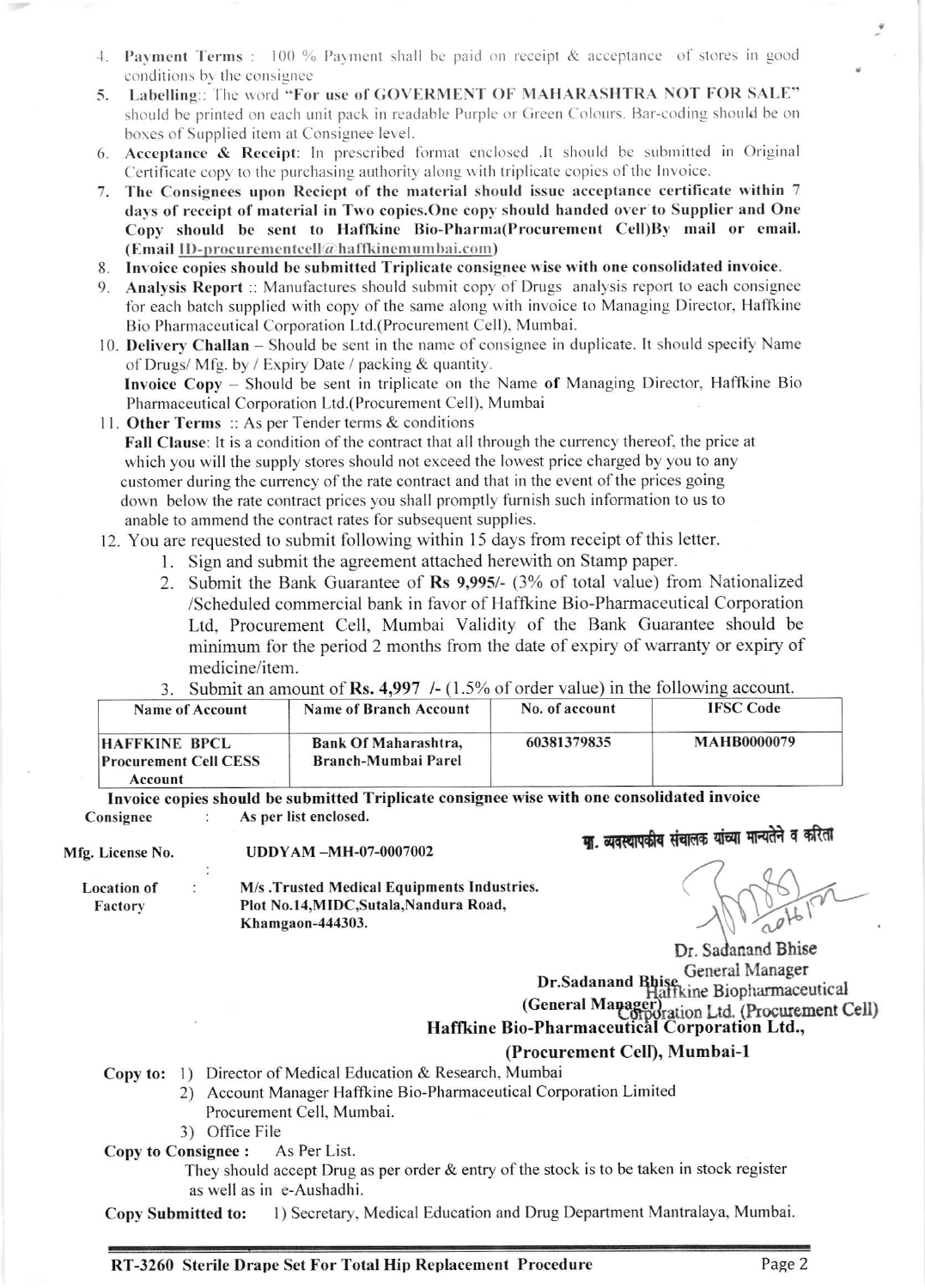4. **Payment Terms** : 100 % Payment shall be paid on receipt & acceptance of stores in good conditions by the consignee
5. **Labelling**:: The word **"For use of GOVERMENT OF MAHARASHTRA NOT FOR SALE"** should be printed on each unit pack in readable Purple or Green Colours. Bar-coding should be on boxes of Supplied item at Consignee level.
6. **Acceptance & Receipt**: In prescribed format enclosed .It should be submitted in Original Certificate copy to the purchasing authority along with triplicate copies of the Invoice.
7. **The Consignees upon Reciept of the material should issue acceptance certificate within 7 days of receipt of material in Two copies.One copy should handed over to Supplier and One Copy should be sent to Haffkine Bio-Pharma(Procurement Cell)By mail or email. (Email ID-procurementcell@haffkinemumbai.com)**
8. **Invoice copies should be submitted Triplicate consignee wise with one consolidated invoice.**
9. **Analysis Report** :: Manufactures should submit copy of Drugs analysis report to each consignee for each batch supplied with copy of the same along with invoice to Managing Director, Haffkine Bio Pharmaceutical Corporation Ltd.(Procurement Cell), Mumbai.
10. **Delivery Challan** – Should be sent in the name of consignee in duplicate. It should specify Name of Drugs/ Mfg. by / Expiry Date / packing & quantity.
    **Invoice Copy** – Should be sent in triplicate on the Name **of** Managing Director, Haffkine Bio Pharmaceutical Corporation Ltd.(Procurement Cell), Mumbai
11. **Other Terms** :: As per Tender terms & conditions
    **Fall Clause**: It is a condition of the contract that all through the currency thereof, the price at which you will the supply stores should not exceed the lowest price charged by you to any customer during the currency of the rate contract and that in the event of the prices going down below the rate contract prices you shall promptly furnish such information to us to anable to ammend the contract rates for subsequent supplies.
12. You are requested to submit following within 15 days from receipt of this letter.
    1. Sign and submit the agreement attached herewith on Stamp paper.
    2. Submit the Bank Guarantee of **Rs 9,995/-** (3% of total value) from Nationalized /Scheduled commercial bank in favor of Haffkine Bio-Pharmaceutical Corporation Ltd, Procurement Cell, Mumbai Validity of the Bank Guarantee should be minimum for the period 2 months from the date of expiry of warranty or expiry of medicine/item.
    3. Submit an amount of **Rs. 4,997 /-** (1.5% of order value) in the following account.

| Name of Account | Name of Branch Account | No. of account | IFSC Code |
|---|---|---|---|
| **HAFFKINE BPCL Procurement Cell CESS Account** | **Bank Of Maharashtra, Branch-Mumbai Parel** | **60381379835** | **MAHB0000079** |

**Invoice copies should be submitted Triplicate consignee wise with one consolidated invoice**

**Consignee** : **As per list enclosed.**

**Mfg. License No.** **UDDYAM –MH-07-0007002**

**Location of Factory** : **M/s .Trusted Medical Equipments Industries. Plot No.14,MIDC,Sutala,Nandura Road, Khamgaon-444303.**

**म. व्यवस्थापकीय संचालक यांच्या मान्यतेने व करिता**

Dr. Sadanand Bhise
General Manager
Haffkine Biopharmaceutical
Corporation Ltd. (Procurement Cell)

**Dr.Sadanand Bhise**
**(General Manager)**
**Haffkine Bio-Pharmaceutical Corporation Ltd.,**
**(Procurement Cell), Mumbai-1**

**Copy to:** 1) Director of Medical Education & Research, Mumbai
2) Account Manager Haffkine Bio-Pharmaceutical Corporation Limited Procurement Cell, Mumbai.
3) Office File

**Copy to Consignee :** As Per List.
They should accept Drug as per order & entry of the stock is to be taken in stock register as well as in e-Aushadhi.

**Copy Submitted to:** 1) Secretary, Medical Education and Drug Department Mantralaya, Mumbai.